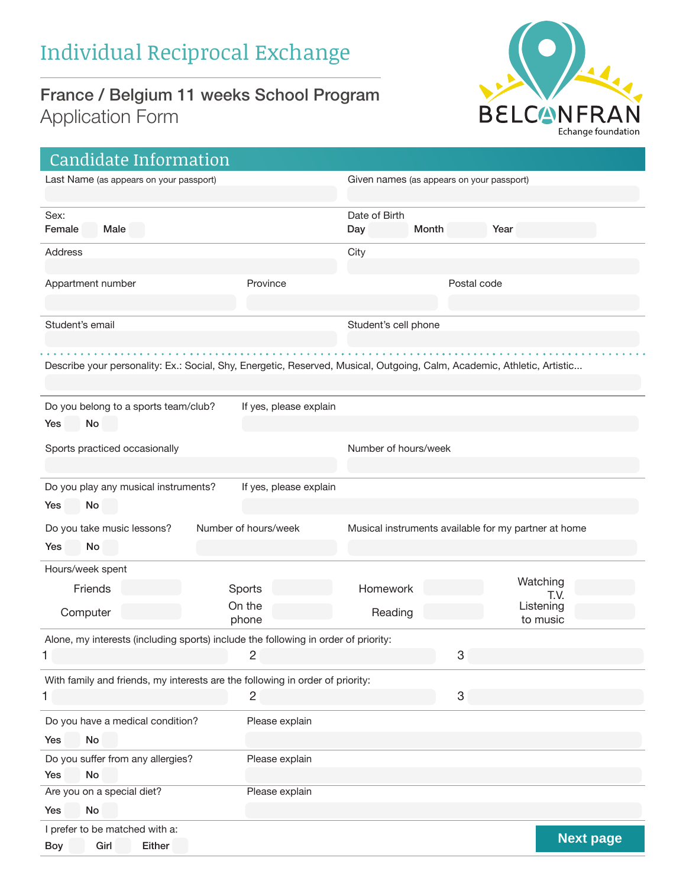# Individual Reciprocal Exchange

## France / Belgium 11 weeks School Program

Application Form

BELCANFRAN
Echange foundation

## Candidate Information

Last Name (as appears on your passport)

Given names (as appears on your passport)

Sex:
**Female** **Male**

Date of Birth
**Day** **Month** **Year**

Address

City

Appartment number

Province

Postal code

Student's email

Student's cell phone

Describe your personality: Ex.: Social, Shy, Energetic, Reserved, Musical, Outgoing, Calm, Academic, Athletic, Artistic...

Do you belong to a sports team/club?
**Yes** **No**

If yes, please explain

Sports practiced occasionally

Number of hours/week

Do you play any musical instruments?
**Yes** **No**

If yes, please explain

Do you take music lessons?
**Yes** **No**

Number of hours/week

Musical instruments available for my partner at home

Hours/week spent

| Friends | | Sports | | Homework | | Watching T.V. | |
|---|---|---|---|---|---|---|---|
| Computer | | On the phone | | Reading | | Listening to music | |

Alone, my interests (including sports) include the following in order of priority:
1 2 3

With family and friends, my interests are the following in order of priority:
1 2 3

Do you have a medical condition?
**Yes** **No**

Please explain

Do you suffer from any allergies?
**Yes** **No**

Please explain

Are you on a special diet?
**Yes** **No**

Please explain

I prefer to be matched with a:
**Boy** **Girl** **Either**

**Next page**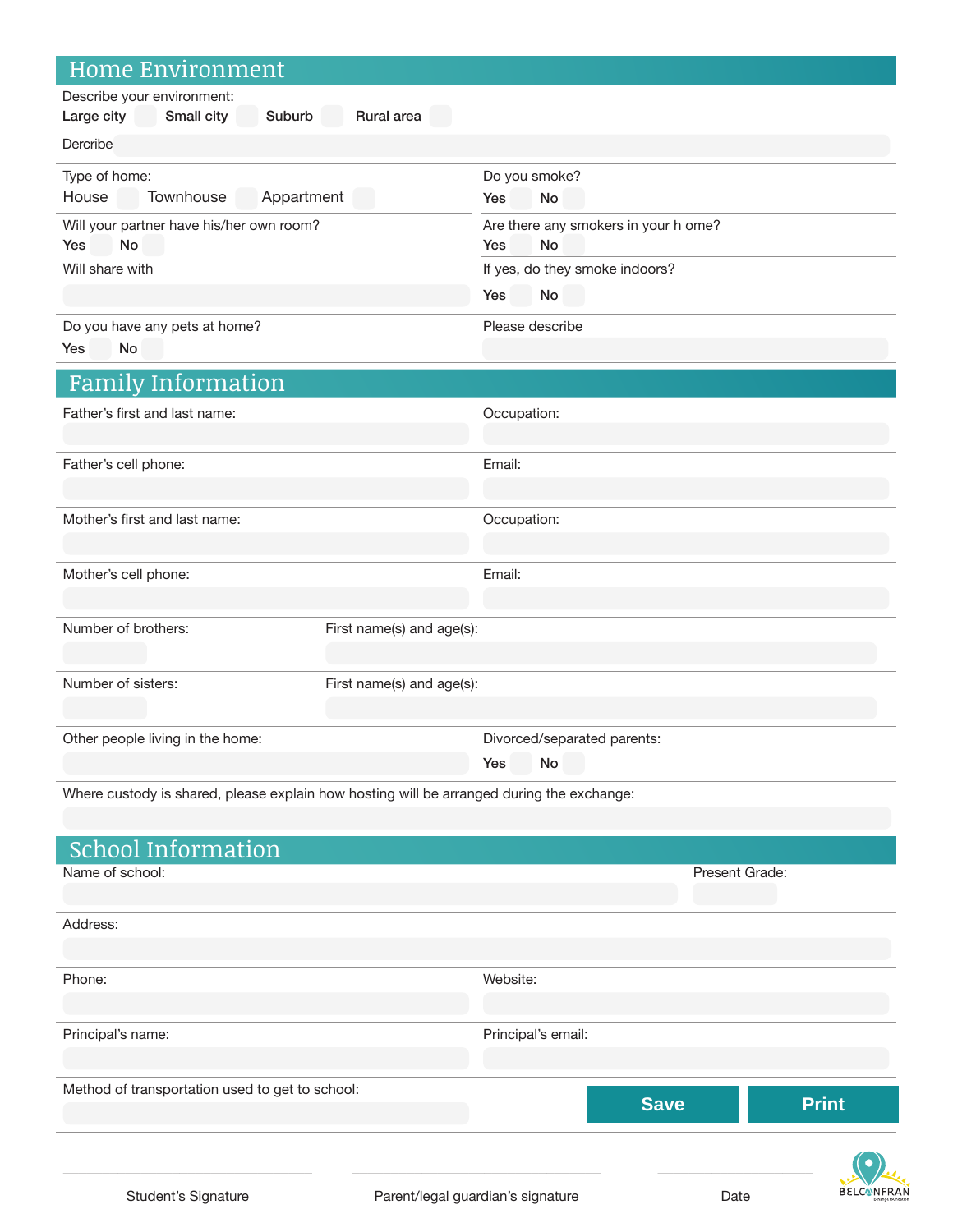## Home Environment

Describe your environment:
Large city ☐ Small city ☐ Suburb ☐ Rural area ☐

Dercribe

Type of home:
House ☐ Townhouse ☐ Appartment ☐

Do you smoke?
Yes ☐ No ☐

Will your partner have his/her own room?
Yes ☐ No ☐

Will share with

Are there any smokers in your h ome?
Yes ☐ No ☐

If yes, do they smoke indoors?
Yes ☐ No ☐

Do you have any pets at home?
Yes ☐ No ☐

Please describe

## Family Information

Father's first and last name:

Occupation:

Father's cell phone:

Email:

Mother's first and last name:

Occupation:

Mother's cell phone:

Email:

Number of brothers:

First name(s) and age(s):

Number of sisters:

First name(s) and age(s):

Other people living in the home:

Divorced/separated parents:
Yes ☐ No ☐

Where custody is shared, please explain how hosting will be arranged during the exchange:

## School Information

Name of school:

Present Grade:

Address:

Phone:

Website:

Principal's name:

Principal's email:

Method of transportation used to get to school:

Save Print

Student's Signature

Parent/legal guardian's signature

Date

BELCANFRAN
Exchange Foundation